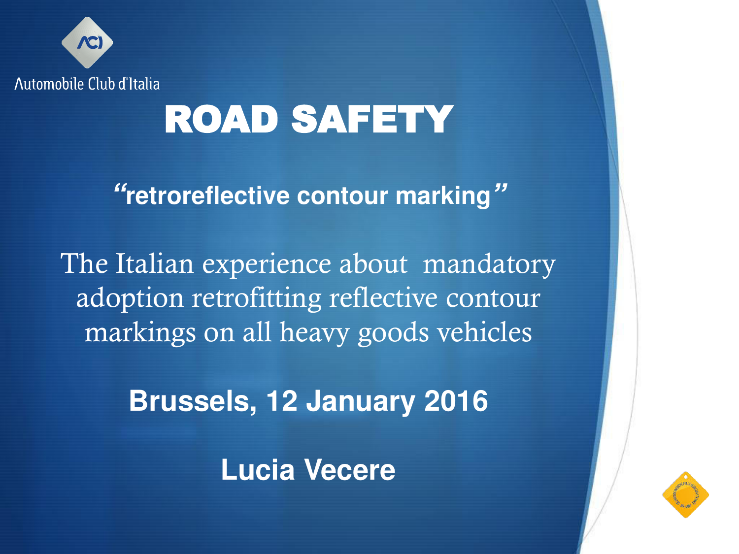Automobile Club d'Italia

# ROAD SAFETY

**"retroreflective contour marking"**

The Italian experience about mandatory adoption retrofitting reflective contour markings on all heavy goods vehicles

**Brussels, 12 January 2016**

**Lucia Vecere**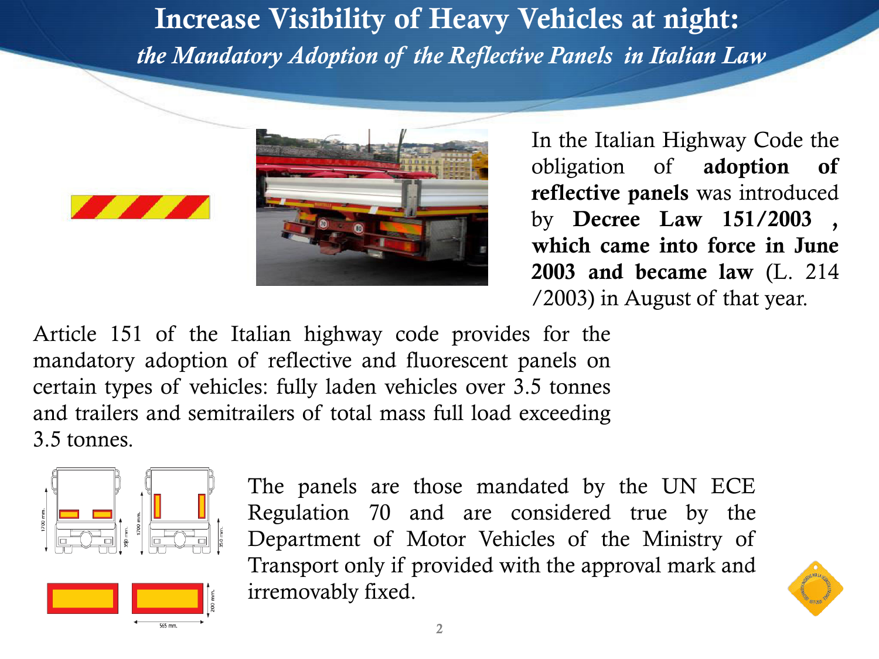# Increase Visibility of Heavy Vehicles at night:

*the Mandatory Adoption of the Reflective Panels in Italian Law*

In the Italian Highway Code the obligation of **adoption of reflective panels** was introduced by **Decree Law 151/2003 , which came into force in June 2003 and became law** (L. 214 /2003) in August of that year.

Article 151 of the Italian highway code provides for the mandatory adoption of reflective and fluorescent panels on certain types of vehicles: fully laden vehicles over 3.5 tonnes and trailers and semitrailers of total mass full load exceeding 3.5 tonnes.

The panels are those mandated by the UN ECE Regulation 70 and are considered true by the Department of Motor Vehicles of the Ministry of Transport only if provided with the approval mark and irremovably fixed.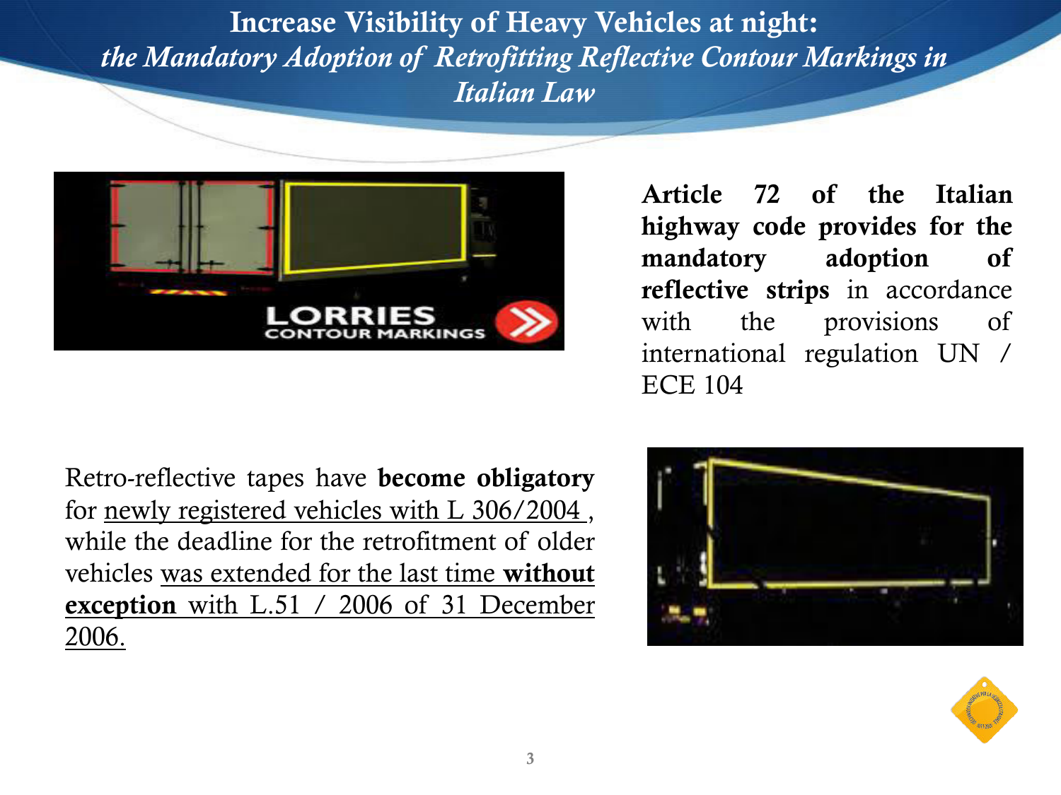# Increase Visibility of Heavy Vehicles at night: *the Mandatory Adoption of Retrofitting Reflective Contour Markings in Italian Law*

**Article 72 of the Italian highway code provides for the mandatory adoption of reflective strips** in accordance with the provisions of international regulation UN / ECE 104

Retro-reflective tapes have **become obligatory** for newly registered vehicles with L 306/2004 , while the deadline for the retrofitment of older vehicles was extended for the last time **without exception** with L.51 / 2006 of 31 December 2006.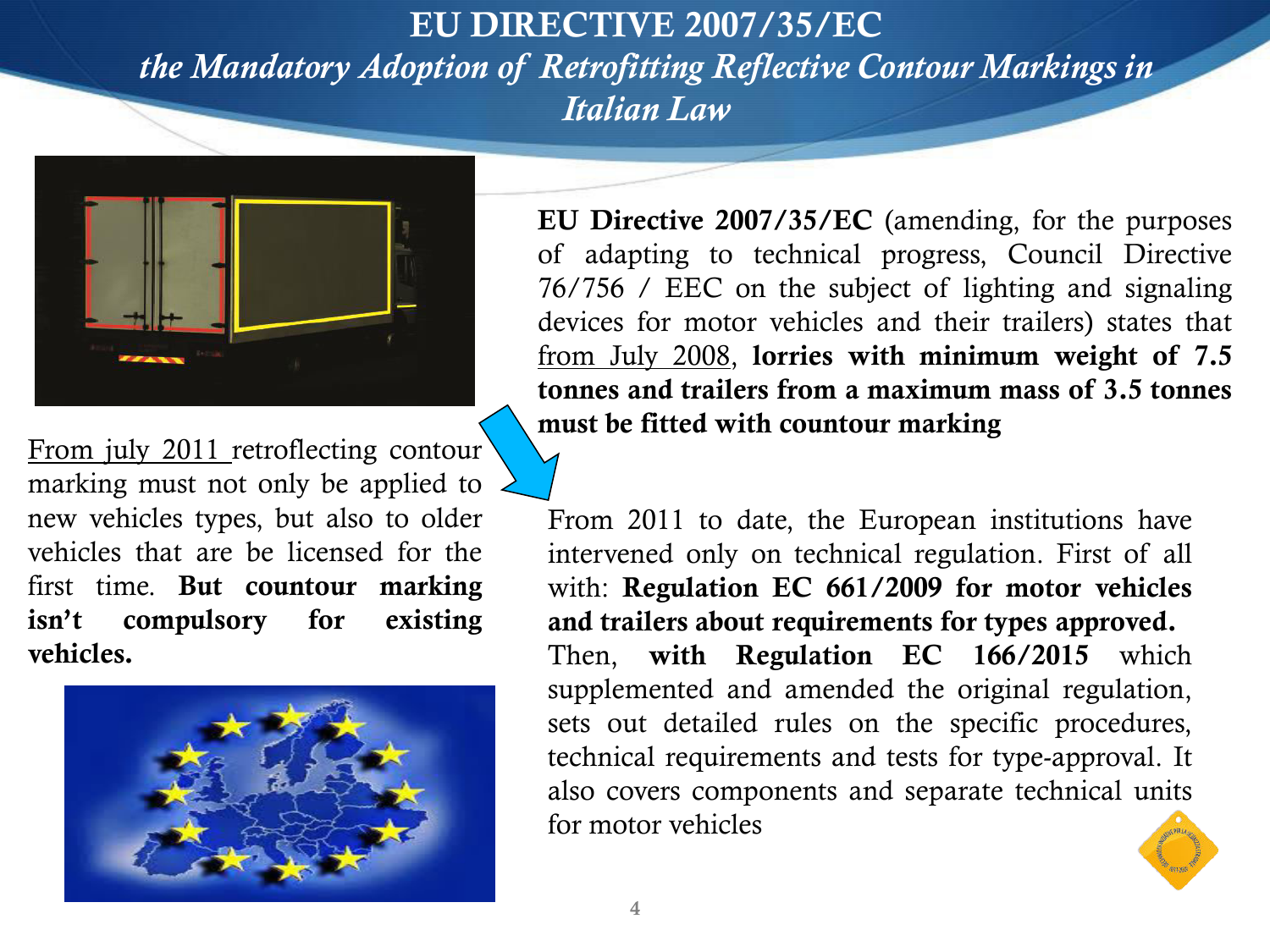# EU DIRECTIVE 2007/35/EC

## *the Mandatory Adoption of Retrofitting Reflective Contour Markings in Italian Law*

**EU Directive 2007/35/EC** (amending, for the purposes of adapting to technical progress, Council Directive 76/756 / EEC on the subject of lighting and signaling devices for motor vehicles and their trailers) states that from July 2008, **lorries with minimum weight of 7.5 tonnes and trailers from a maximum mass of 3.5 tonnes must be fitted with countour marking**

From july 2011 retroflecting contour marking must not only be applied to new vehicles types, but also to older vehicles that are be licensed for the first time. **But countour marking isn't compulsory for existing vehicles.**

From 2011 to date, the European institutions have intervened only on technical regulation. First of all with: **Regulation EC 661/2009 for motor vehicles and trailers about requirements for types approved.**

Then, **with Regulation EC 166/2015** which supplemented and amended the original regulation, sets out detailed rules on the specific procedures, technical requirements and tests for type-approval. It also covers components and separate technical units for motor vehicles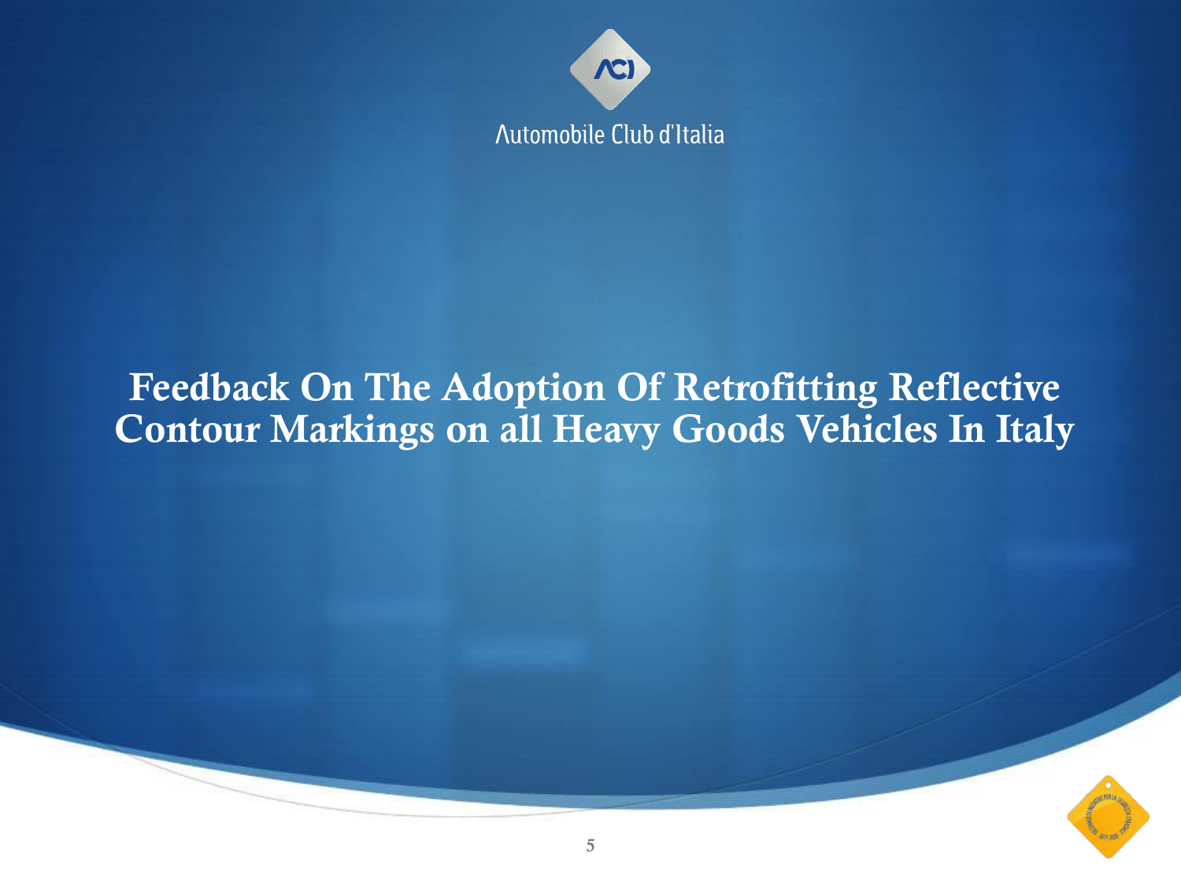Automobile Club d'Italia

# Feedback On The Adoption Of Retrofitting Reflective Contour Markings on all Heavy Goods Vehicles In Italy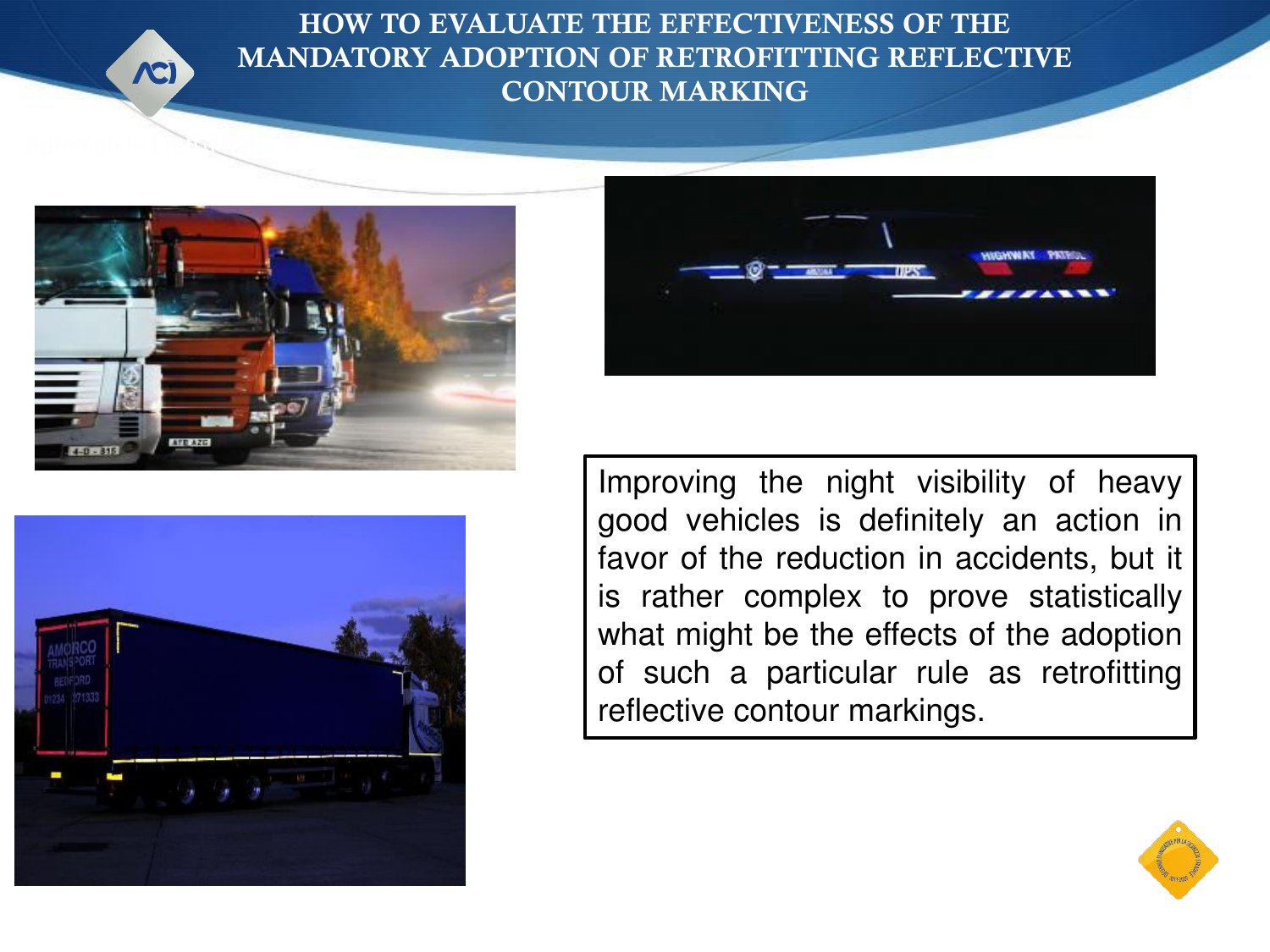# HOW TO EVALUATE THE EFFECTIVENESS OF THE MANDATORY ADOPTION OF RETROFITTING REFLECTIVE CONTOUR MARKING

Improving the night visibility of heavy good vehicles is definitely an action in favor of the reduction in accidents, but it is rather complex to prove statistically what might be the effects of the adoption of such a particular rule as retrofitting reflective contour markings.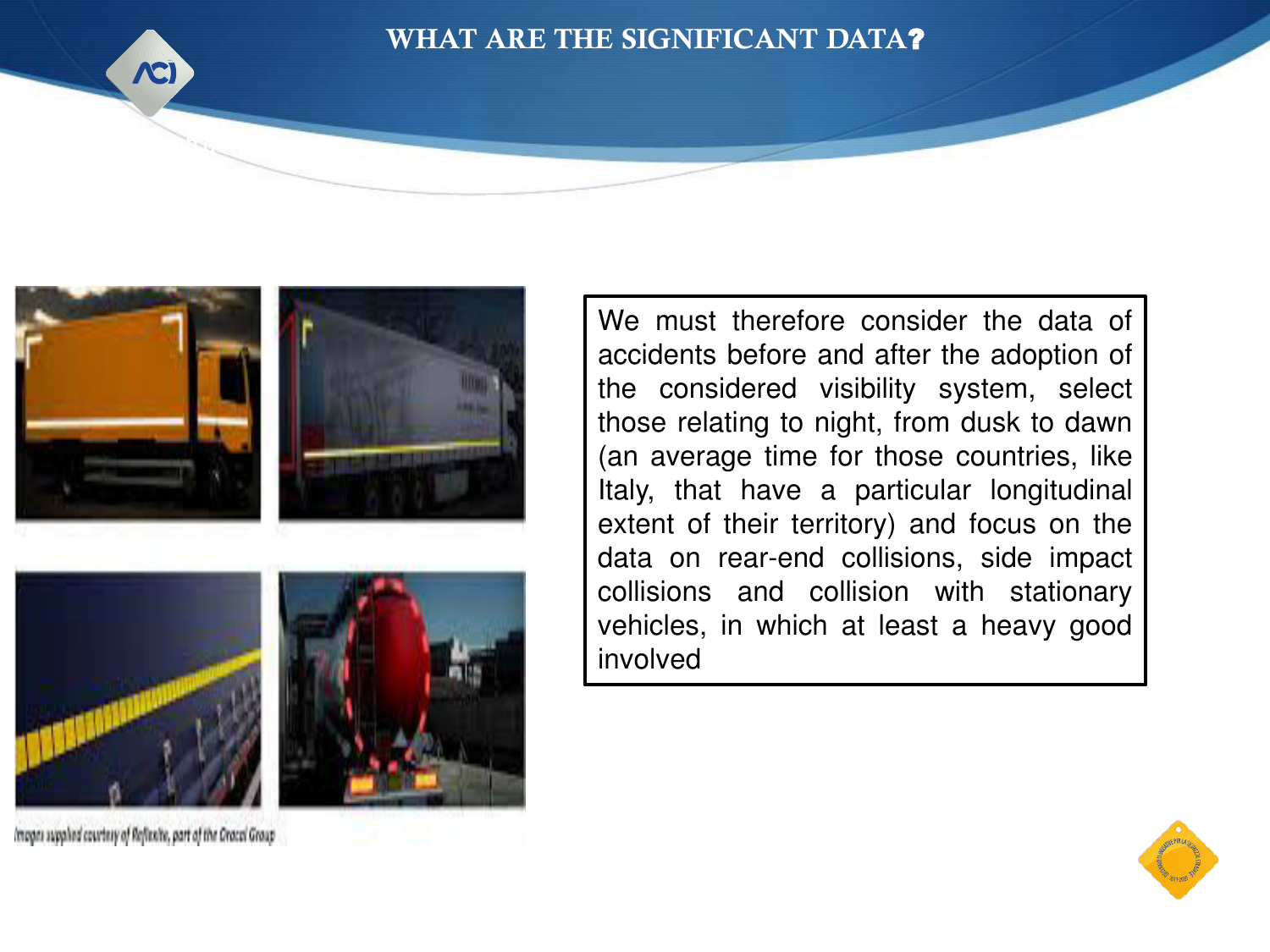# WHAT ARE THE SIGNIFICANT DATA?

Images supplied courtesy of Reflexite, part of the Orafol Group

We must therefore consider the data of accidents before and after the adoption of the considered visibility system, select those relating to night, from dusk to dawn (an average time for those countries, like Italy, that have a particular longitudinal extent of their territory) and focus on the data on rear-end collisions, side impact collisions and collision with stationary vehicles, in which at least a heavy good involved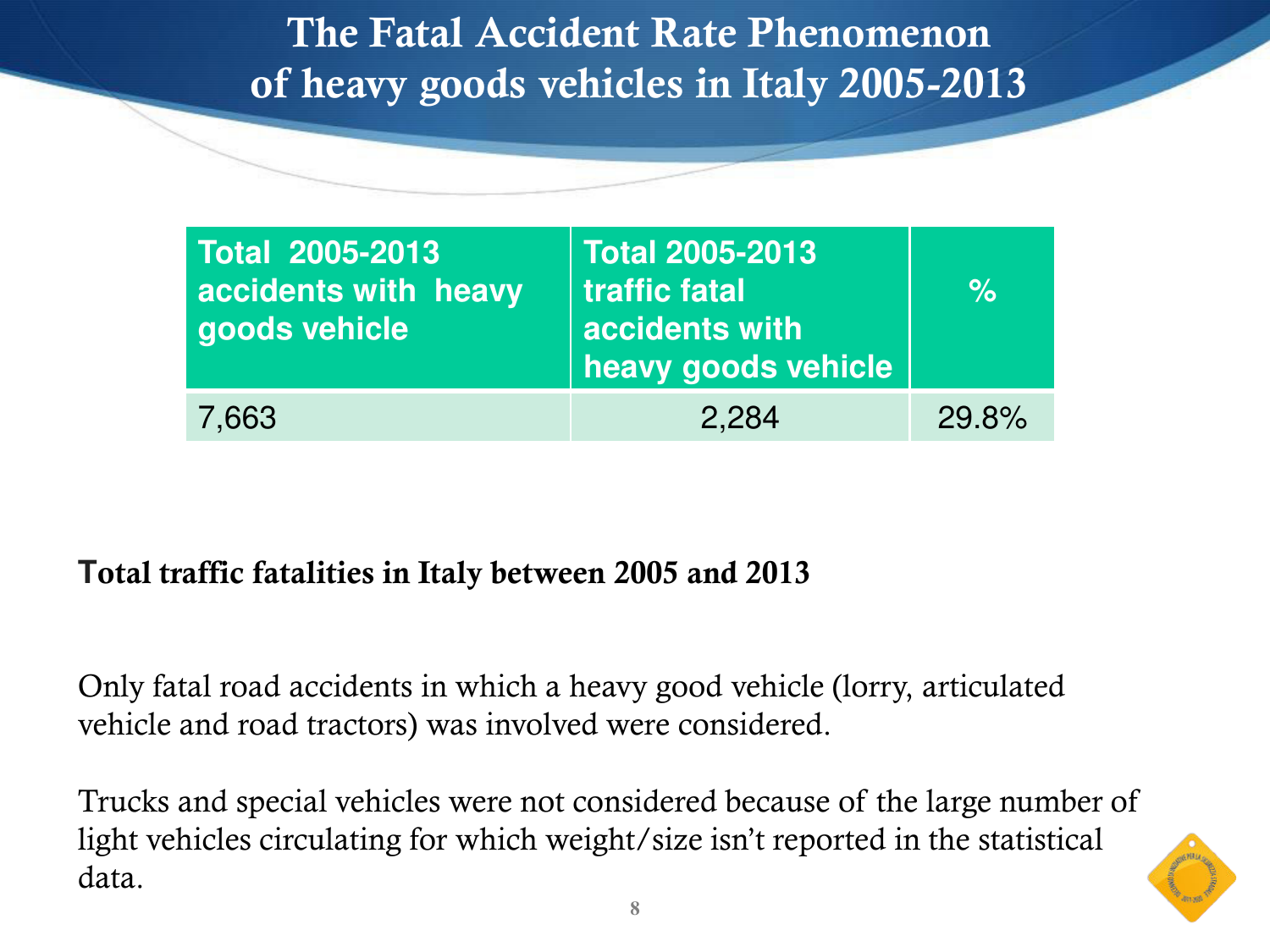# The Fatal Accident Rate Phenomenon of heavy goods vehicles in Italy 2005-2013

| Total 2005-2013 accidents with heavy goods vehicle | Total 2005-2013 traffic fatal accidents with heavy goods vehicle | % |
|---|---|---|
| 7,663 | 2,284 | 29.8% |

**Total traffic fatalities in Italy between 2005 and 2013**

Only fatal road accidents in which a heavy good vehicle (lorry, articulated vehicle and road tractors) was involved were considered.

Trucks and special vehicles were not considered because of the large number of light vehicles circulating for which weight/size isn't reported in the statistical data.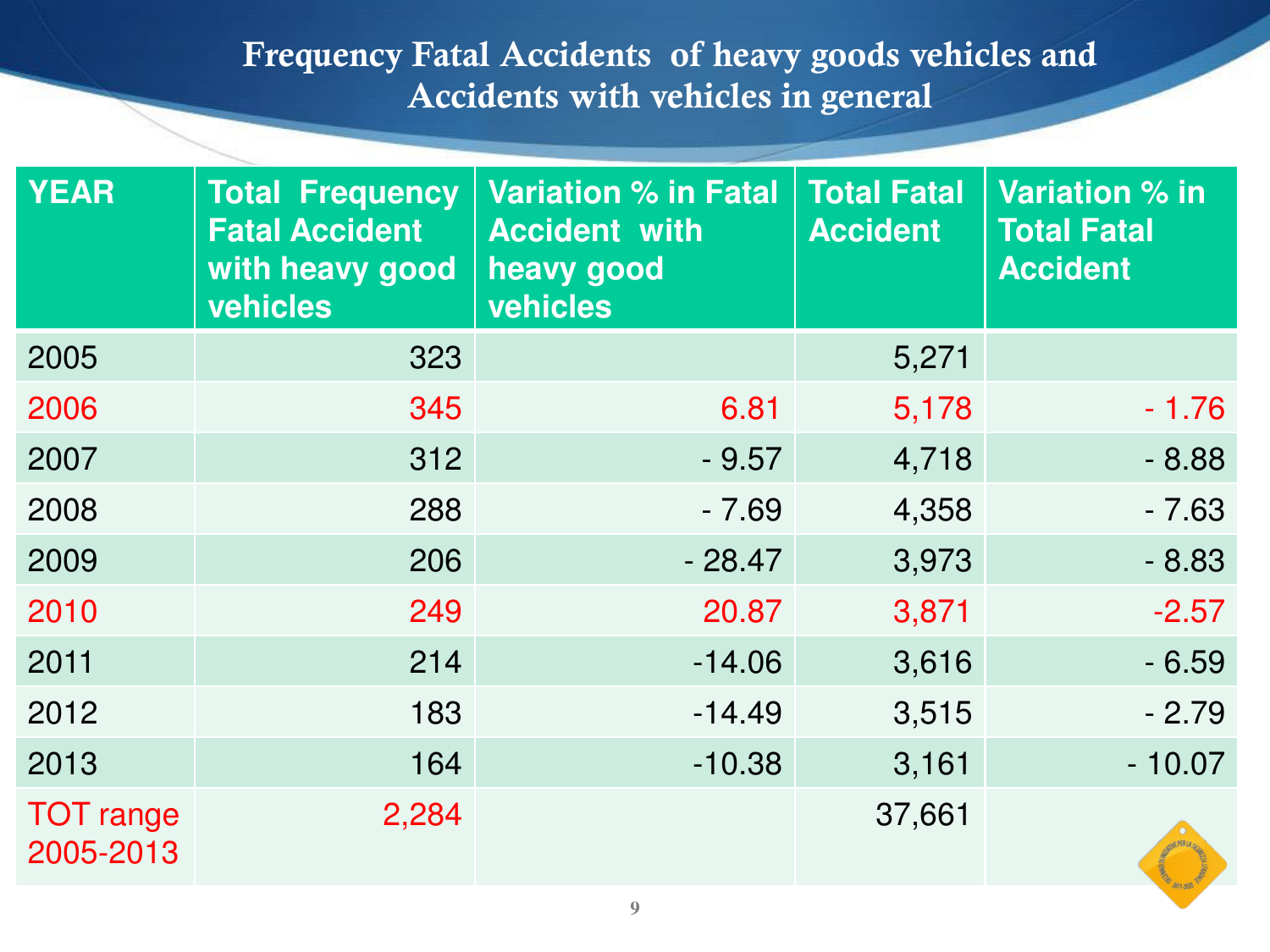# Frequency Fatal Accidents of heavy goods vehicles and Accidents with vehicles in general

| YEAR | Total Frequency Fatal Accident with heavy good vehicles | Variation % in Fatal Accident with heavy good vehicles | Total Fatal Accident | Variation % in Total Fatal Accident |
|---|---|---|---|---|
| 2005 | 323 | | 5,271 | |
| 2006 | 345 | 6.81 | 5,178 | - 1.76 |
| 2007 | 312 | - 9.57 | 4,718 | - 8.88 |
| 2008 | 288 | - 7.69 | 4,358 | - 7.63 |
| 2009 | 206 | - 28.47 | 3,973 | - 8.83 |
| 2010 | 249 | 20.87 | 3,871 | -2.57 |
| 2011 | 214 | -14.06 | 3,616 | - 6.59 |
| 2012 | 183 | -14.49 | 3,515 | - 2.79 |
| 2013 | 164 | -10.38 | 3,161 | - 10.07 |
| TOT range 2005-2013 | 2,284 | | 37,661 | |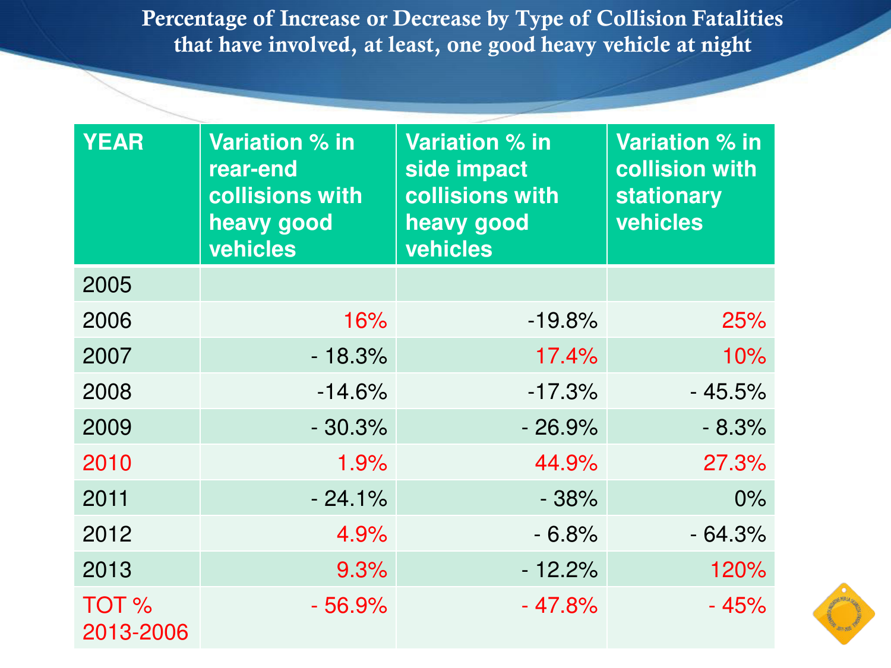# Percentage of Increase or Decrease by Type of Collision Fatalities that have involved, at least, one good heavy vehicle at night

| YEAR | Variation % in rear-end collisions with heavy good vehicles | Variation % in side impact collisions with heavy good vehicles | Variation % in collision with stationary vehicles |
|---|---|---|---|
| 2005 | | | |
| 2006 | 16% | -19.8% | 25% |
| 2007 | - 18.3% | 17.4% | 10% |
| 2008 | -14.6% | -17.3% | - 45.5% |
| 2009 | - 30.3% | - 26.9% | - 8.3% |
| 2010 | 1.9% | 44.9% | 27.3% |
| 2011 | - 24.1% | - 38% | 0% |
| 2012 | 4.9% | - 6.8% | - 64.3% |
| 2013 | 9.3% | - 12.2% | 120% |
| TOT % 2013-2006 | - 56.9% | - 47.8% | - 45% |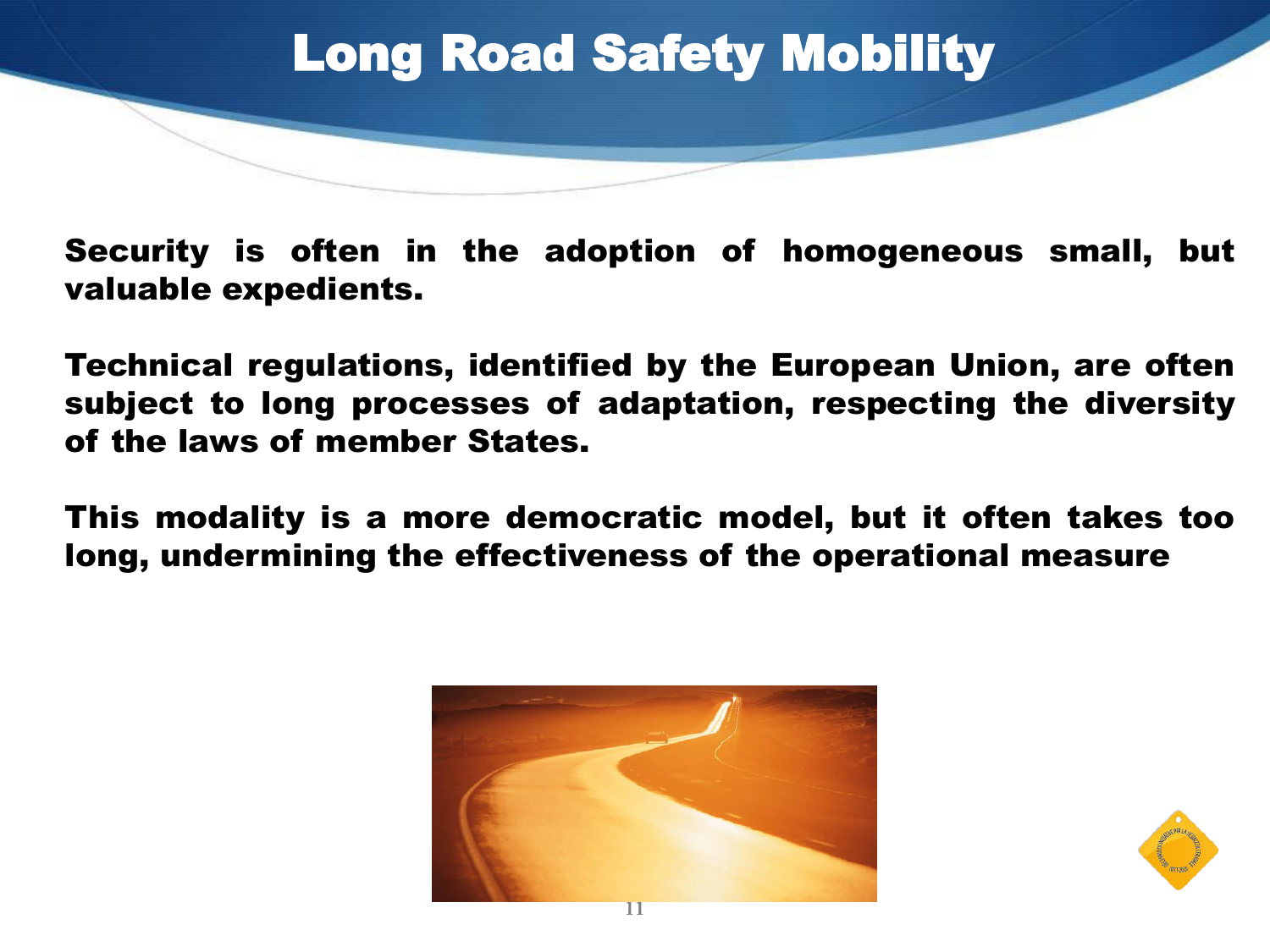# Long Road Safety Mobility

**Security is often in the adoption of homogeneous small, but valuable expedients.**

**Technical regulations, identified by the European Union, are often subject to long processes of adaptation, respecting the diversity of the laws of member States.**

**This modality is a more democratic model, but it often takes too long, undermining the effectiveness of the operational measure**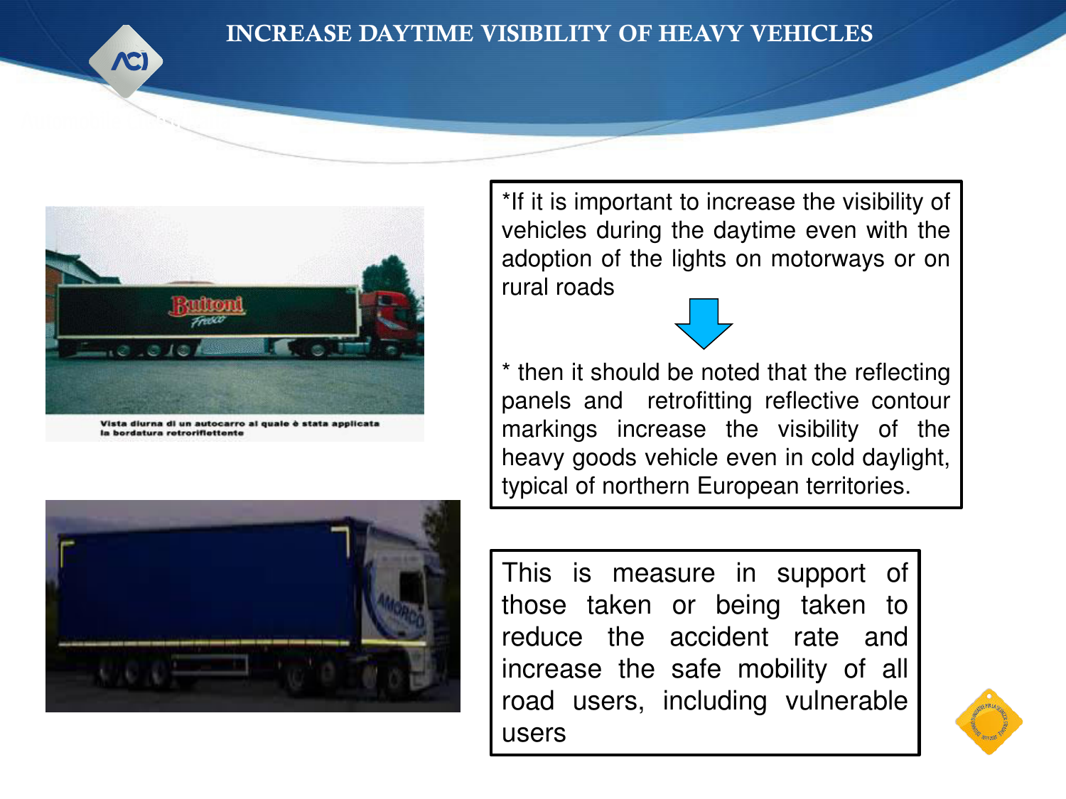# INCREASE DAYTIME VISIBILITY OF HEAVY VEHICLES

Vista diurna di un autocarro al quale è stata applicata la bordatura retroriflettente

*If it is important to increase the visibility of vehicles during the daytime even with the adoption of the lights on motorways or on rural roads

* then it should be noted that the reflecting panels and retrofitting reflective contour markings increase the visibility of the heavy goods vehicle even in cold daylight, typical of northern European territories.

This is measure in support of those taken or being taken to reduce the accident rate and increase the safe mobility of all road users, including vulnerable users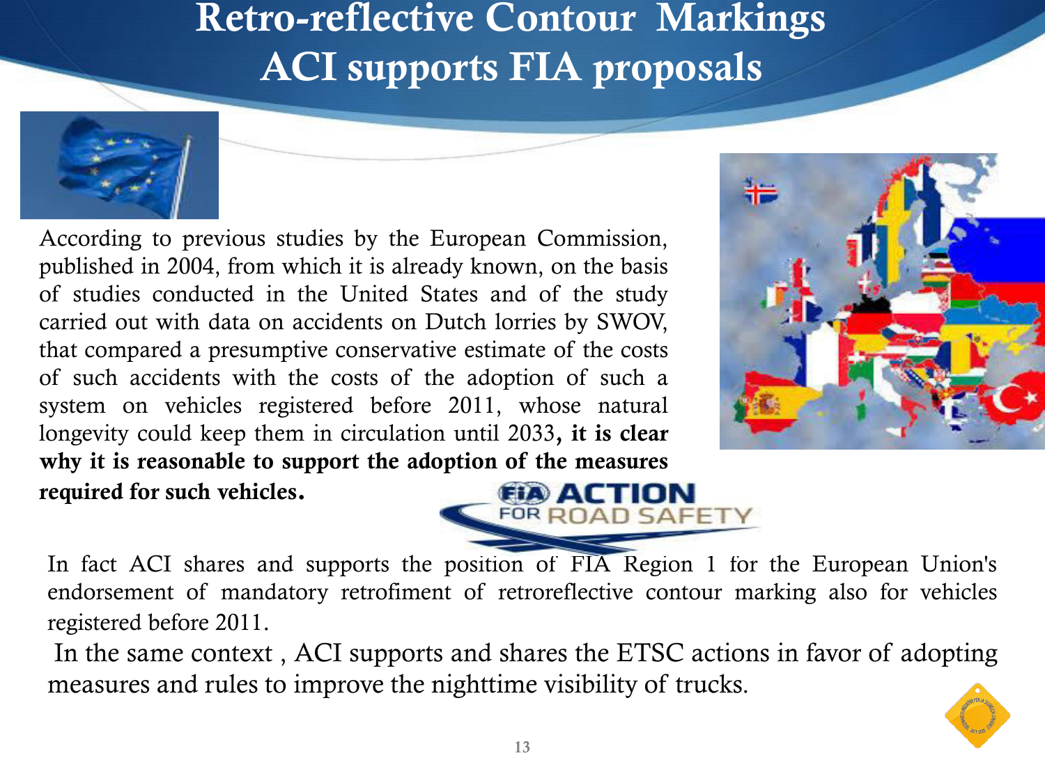# Retro-reflective Contour Markings
# ACI supports FIA proposals

According to previous studies by the European Commission, published in 2004, from which it is already known, on the basis of studies conducted in the United States and of the study carried out with data on accidents on Dutch lorries by SWOV, that compared a presumptive conservative estimate of the costs of such accidents with the costs of the adoption of such a system on vehicles registered before 2011, whose natural longevity could keep them in circulation until 2033**, it is clear why it is reasonable to support the adoption of the measures required for such vehicles.**

In fact ACI shares and supports the position of FIA Region 1 for the European Union's endorsement of mandatory retrofiment of retroreflective contour marking also for vehicles registered before 2011.

In the same context , ACI supports and shares the ETSC actions in favor of adopting measures and rules to improve the nighttime visibility of trucks.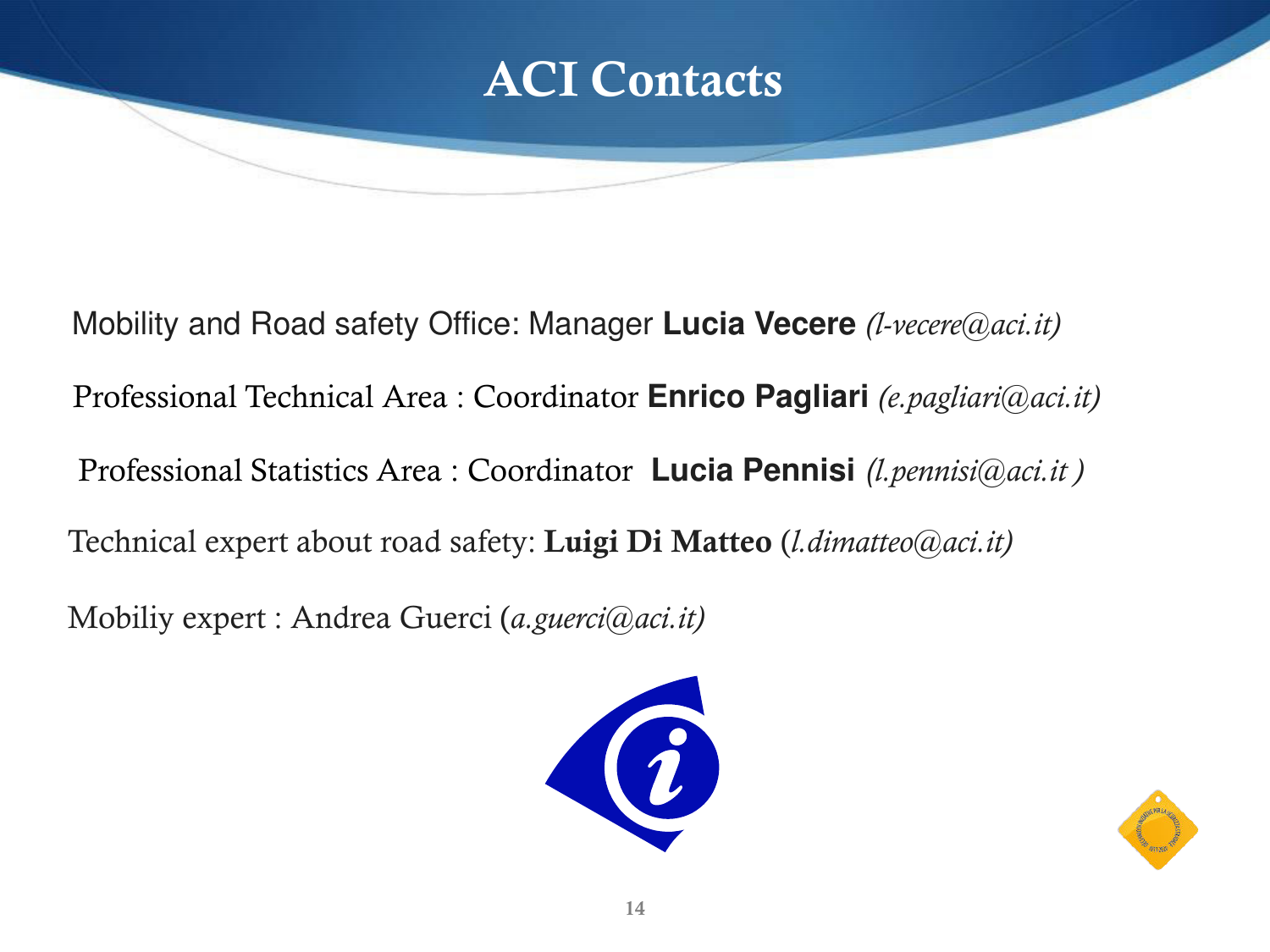# ACI Contacts

Mobility and Road safety Office: Manager **Lucia Vecere** *(l-vecere@aci.it)*

Professional Technical Area : Coordinator **Enrico Pagliari** *(e.pagliari@aci.it)*

Professional Statistics Area : Coordinator **Lucia Pennisi** *(l.pennisi@aci.it )*

Technical expert about road safety: **Luigi Di Matteo** (*l.dimatteo@aci.it)*

Mobiliy expert : Andrea Guerci (*a.guerci@aci.it)*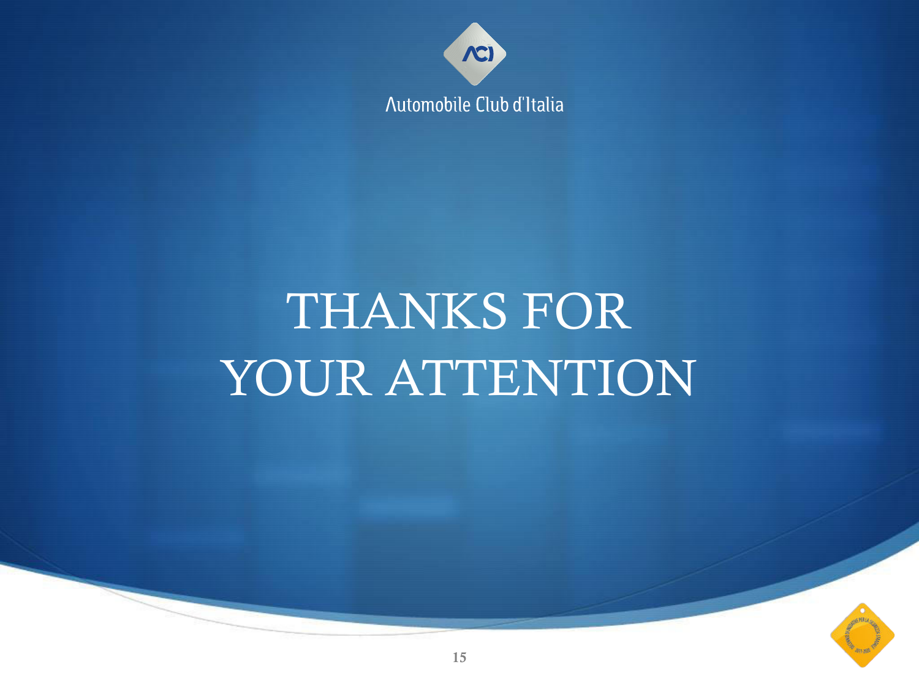Automobile Club d'Italia

# THANKS FOR YOUR ATTENTION